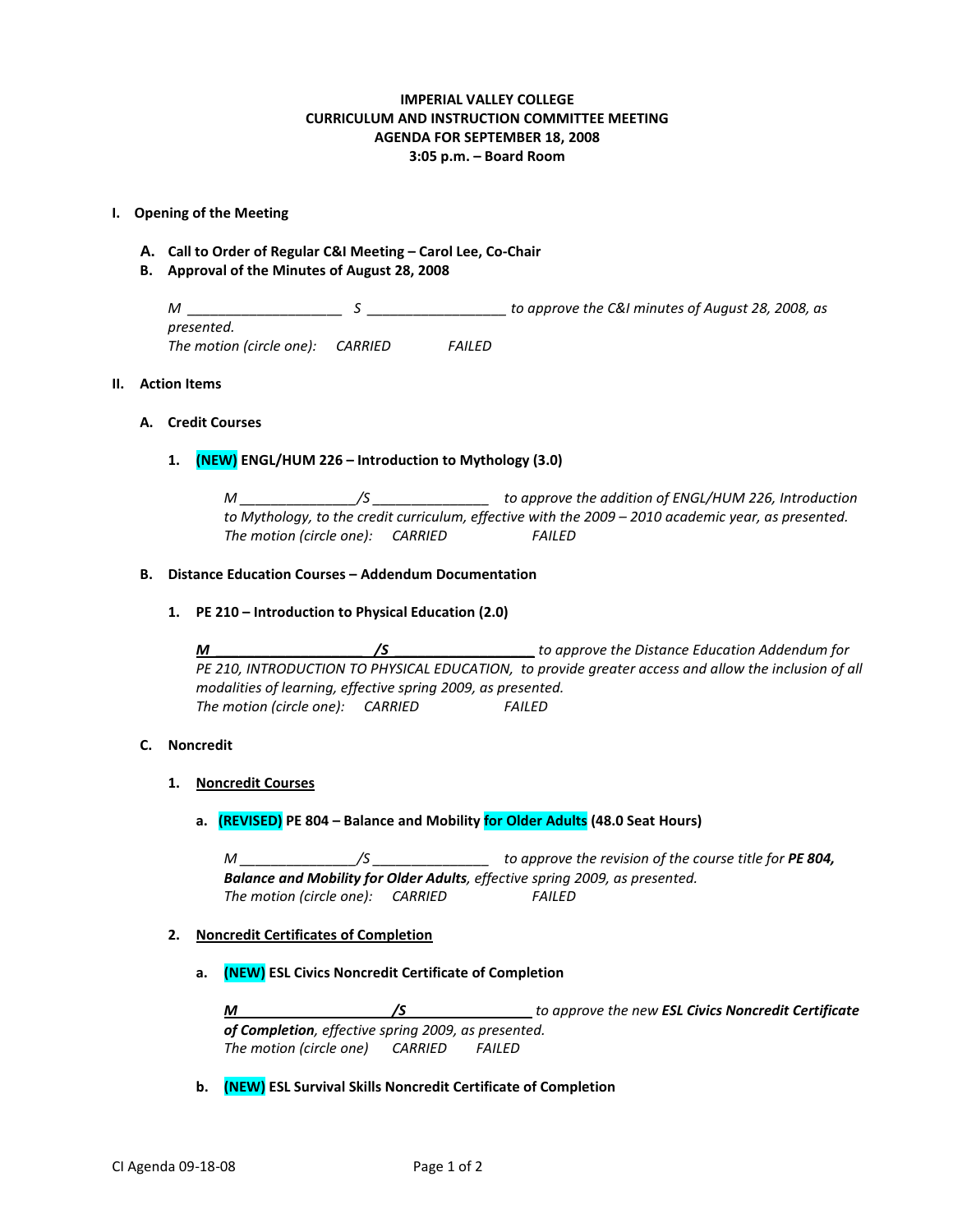**IMPERIAL VALLEY COLLEGE**
**CURRICULUM AND INSTRUCTION COMMITTEE MEETING**
**AGENDA FOR SEPTEMBER 18, 2008**
**3:05 p.m. – Board Room**

## I. Opening of the Meeting

**A. Call to Order of Regular C&I Meeting – Carol Lee, Co-Chair**

**B. Approval of the Minutes of August 28, 2008**

*M \_\_\_\_\_\_\_\_\_\_\_\_\_\_\_\_\_\_\_\_ S \_\_\_\_\_\_\_\_\_\_\_\_\_\_\_\_\_\_ to approve the C&I minutes of August 28, 2008, as presented.*
*The motion (circle one): CARRIED FAILED*

## II. Action Items

### A. Credit Courses

**1. (NEW) ENGL/HUM 226 – Introduction to Mythology (3.0)**

*M \_\_\_\_\_\_\_\_\_\_\_\_\_\_\_/S \_\_\_\_\_\_\_\_\_\_\_\_\_\_\_ to approve the addition of ENGL/HUM 226, Introduction to Mythology, to the credit curriculum, effective with the 2009 – 2010 academic year, as presented.*
*The motion (circle one): CARRIED FAILED*

### B. Distance Education Courses – Addendum Documentation

**1. PE 210 – Introduction to Physical Education (2.0)**

***M \_\_\_\_\_\_\_\_\_\_\_\_\_\_\_\_\_\_\_\_/S \_\_\_\_\_\_\_\_\_\_\_\_\_\_\_\_\_\_*** *to approve the Distance Education Addendum for PE 210, INTRODUCTION TO PHYSICAL EDUCATION, to provide greater access and allow the inclusion of all modalities of learning, effective spring 2009, as presented.*
*The motion (circle one): CARRIED FAILED*

### C. Noncredit

**1. Noncredit Courses**

**a. (REVISED) PE 804 – Balance and Mobility for Older Adults (48.0 Seat Hours)**

*M \_\_\_\_\_\_\_\_\_\_\_\_\_\_\_/S \_\_\_\_\_\_\_\_\_\_\_\_\_\_\_ to approve the revision of the course title for **PE 804, Balance and Mobility for Older Adults**, effective spring 2009, as presented.*
*The motion (circle one): CARRIED FAILED*

**2. Noncredit Certificates of Completion**

**a. (NEW) ESL Civics Noncredit Certificate of Completion**

***M \_\_\_\_\_\_\_\_\_\_\_\_\_\_\_\_\_\_\_\_/S \_\_\_\_\_\_\_\_\_\_\_\_\_\_\_\_\_\_*** *to approve the new **ESL Civics Noncredit Certificate of Completion**, effective spring 2009, as presented.*
*The motion (circle one) CARRIED FAILED*

**b. (NEW) ESL Survival Skills Noncredit Certificate of Completion**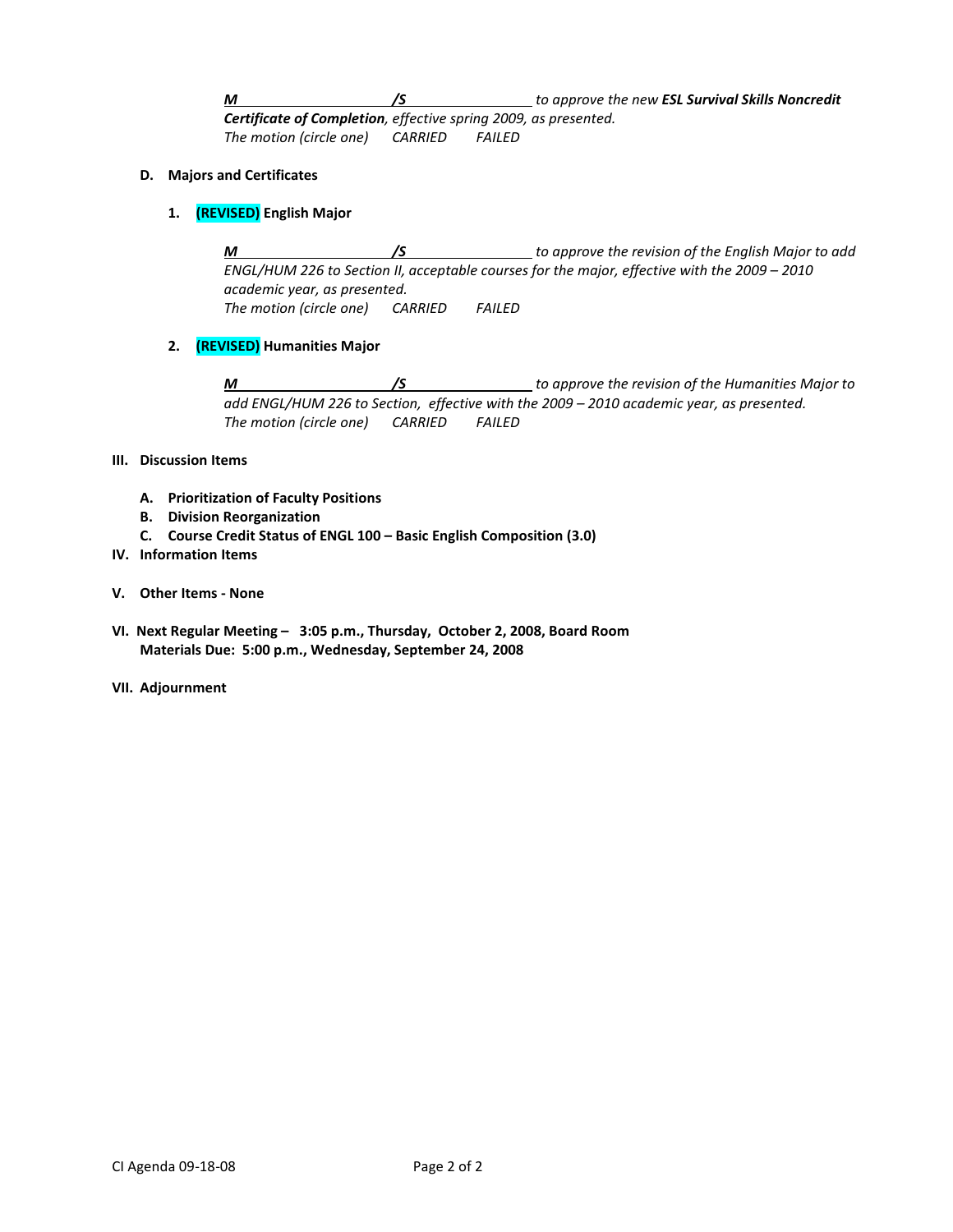*M\_\_\_\_\_\_\_\_\_\_\_\_\_\_\_\_\_\_\_\_/S\_\_\_\_\_\_\_\_\_\_\_\_\_\_\_\_\_* *to approve the new **ESL Survival Skills Noncredit Certificate of Completion**, effective spring 2009, as presented.*
*The motion (circle one) CARRIED FAILED*

**D. Majors and Certificates**

**1. (REVISED) English Major**

*M\_\_\_\_\_\_\_\_\_\_\_\_\_\_\_\_\_\_\_\_/S\_\_\_\_\_\_\_\_\_\_\_\_\_\_\_\_\_* *to approve the revision of the English Major to add ENGL/HUM 226 to Section II, acceptable courses for the major, effective with the 2009 – 2010 academic year, as presented.*
*The motion (circle one) CARRIED FAILED*

**2. (REVISED) Humanities Major**

*M\_\_\_\_\_\_\_\_\_\_\_\_\_\_\_\_\_\_\_\_/S\_\_\_\_\_\_\_\_\_\_\_\_\_\_\_\_\_* *to approve the revision of the Humanities Major to add ENGL/HUM 226 to Section, effective with the 2009 – 2010 academic year, as presented.*
*The motion (circle one) CARRIED FAILED*

**III. Discussion Items**

**A. Prioritization of Faculty Positions**
**B. Division Reorganization**
**C. Course Credit Status of ENGL 100 – Basic English Composition (3.0)**

**IV. Information Items**

**V. Other Items - None**

**VI. Next Regular Meeting – 3:05 p.m., Thursday, October 2, 2008, Board Room**
**Materials Due: 5:00 p.m., Wednesday, September 24, 2008**

**VII. Adjournment**

CI Agenda 09-18-08